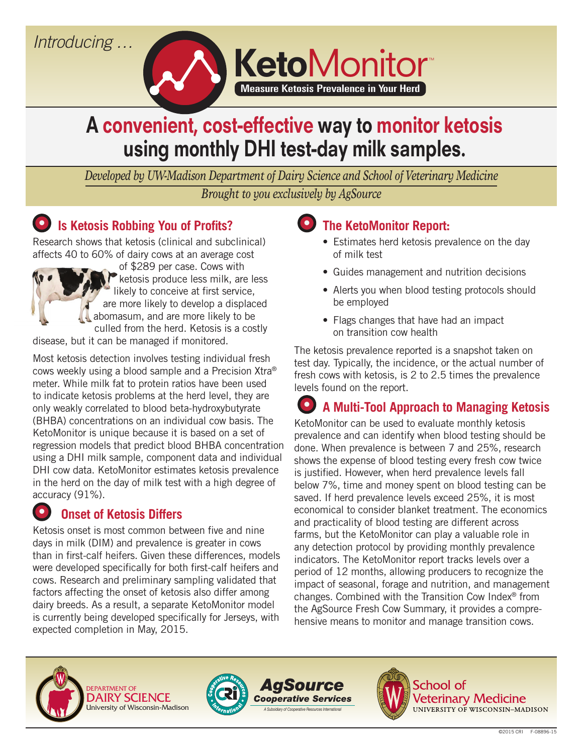*Introducing …*

# KetoMonitor™

**Measure Ketosis Prevalence in Your Herd**

## A convenient, cost-effective way to monitor ketosis using monthly DHI test-day milk samples.

*Developed by UW-Madison Department of Dairy Science and School of Veterinary Medicine*

*Brought to you exclusively by AgSource*

### Is Ketosis Robbing You of Profits?

Research shows that ketosis (clinical and subclinical) affects 40 to 60% of dairy cows at an average cost of $289 per case. Cows with ketosis produce less milk, are less likely to conceive at first service, are more likely to develop a displaced abomasum, and are more likely to be culled from the herd. Ketosis is a costly disease, but it can be managed if monitored.

Most ketosis detection involves testing individual fresh cows weekly using a blood sample and a Precision Xtra® meter. While milk fat to protein ratios have been used to indicate ketosis problems at the herd level, they are only weakly correlated to blood beta-hydroxybutyrate (BHBA) concentrations on an individual cow basis. The KetoMonitor is unique because it is based on a set of regression models that predict blood BHBA concentration using a DHI milk sample, component data and individual DHI cow data. KetoMonitor estimates ketosis prevalence in the herd on the day of milk test with a high degree of accuracy (91%).

### Onset of Ketosis Differs

Ketosis onset is most common between five and nine days in milk (DIM) and prevalence is greater in cows than in first-calf heifers. Given these differences, models were developed specifically for both first-calf heifers and cows. Research and preliminary sampling validated that factors affecting the onset of ketosis also differ among dairy breeds. As a result, a separate KetoMonitor model is currently being developed specifically for Jerseys, with expected completion in May, 2015.

### The KetoMonitor Report:

- Estimates herd ketosis prevalence on the day of milk test
- Guides management and nutrition decisions
- Alerts you when blood testing protocols should be employed
- Flags changes that have had an impact on transition cow health

The ketosis prevalence reported is a snapshot taken on test day. Typically, the incidence, or the actual number of fresh cows with ketosis, is 2 to 2.5 times the prevalence levels found on the report.

### A Multi-Tool Approach to Managing Ketosis

KetoMonitor can be used to evaluate monthly ketosis prevalence and can identify when blood testing should be done. When prevalence is between 7 and 25%, research shows the expense of blood testing every fresh cow twice is justified. However, when herd prevalence levels fall below 7%, time and money spent on blood testing can be saved. If herd prevalence levels exceed 25%, it is most economical to consider blanket treatment. The economics and practicality of blood testing are different across farms, but the KetoMonitor can play a valuable role in any detection protocol by providing monthly prevalence indicators. The KetoMonitor report tracks levels over a period of 12 months, allowing producers to recognize the impact of seasonal, forage and nutrition, and management changes. Combined with the Transition Cow Index® from the AgSource Fresh Cow Summary, it provides a comprehensive means to monitor and manage transition cows.

Department of Dairy Science, University of Wisconsin-Madison | AgSource Cooperative Services, A Subsidiary of Cooperative Resources International | School of Veterinary Medicine, University of Wisconsin–Madison

©2015 CRI F-08896-15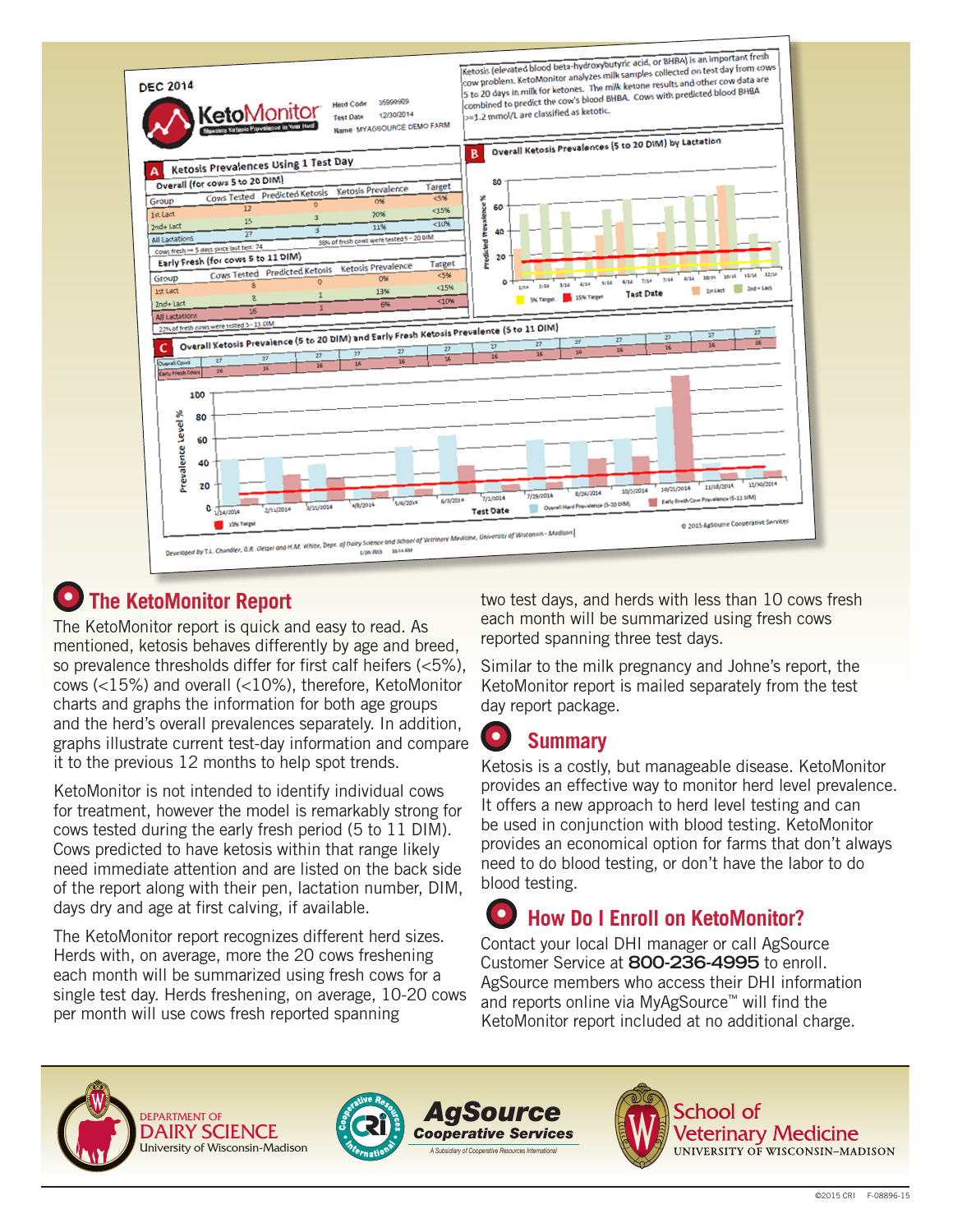## The KetoMonitor Report

The KetoMonitor report is quick and easy to read. As mentioned, ketosis behaves differently by age and breed, so prevalence thresholds differ for first calf heifers (<5%), cows (<15%) and overall (<10%), therefore, KetoMonitor charts and graphs the information for both age groups and the herd's overall prevalences separately. In addition, graphs illustrate current test-day information and compare it to the previous 12 months to help spot trends.

KetoMonitor is not intended to identify individual cows for treatment, however the model is remarkably strong for cows tested during the early fresh period (5 to 11 DIM). Cows predicted to have ketosis within that range likely need immediate attention and are listed on the back side of the report along with their pen, lactation number, DIM, days dry and age at first calving, if available.

The KetoMonitor report recognizes different herd sizes. Herds with, on average, more the 20 cows freshening each month will be summarized using fresh cows for a single test day. Herds freshening, on average, 10-20 cows per month will use cows fresh reported spanning two test days, and herds with less than 10 cows fresh each month will be summarized using fresh cows reported spanning three test days.

Similar to the milk pregnancy and Johne's report, the KetoMonitor report is mailed separately from the test day report package.

## Summary

Ketosis is a costly, but manageable disease. KetoMonitor provides an effective way to monitor herd level prevalence. It offers a new approach to herd level testing and can be used in conjunction with blood testing. KetoMonitor provides an economical option for farms that don't always need to do blood testing, or don't have the labor to do blood testing.

## How Do I Enroll on KetoMonitor?

Contact your local DHI manager or call AgSource Customer Service at **800-236-4995** to enroll. AgSource members who access their DHI information and reports online via MyAgSource™ will find the KetoMonitor report included at no additional charge.

DEPARTMENT OF DAIRY SCIENCE, University of Wisconsin-Madison

AgSource Cooperative Services — A Subsidiary of Cooperative Resources International

School of Veterinary Medicine, UNIVERSITY OF WISCONSIN–MADISON

©2015 CRI F-08896-15